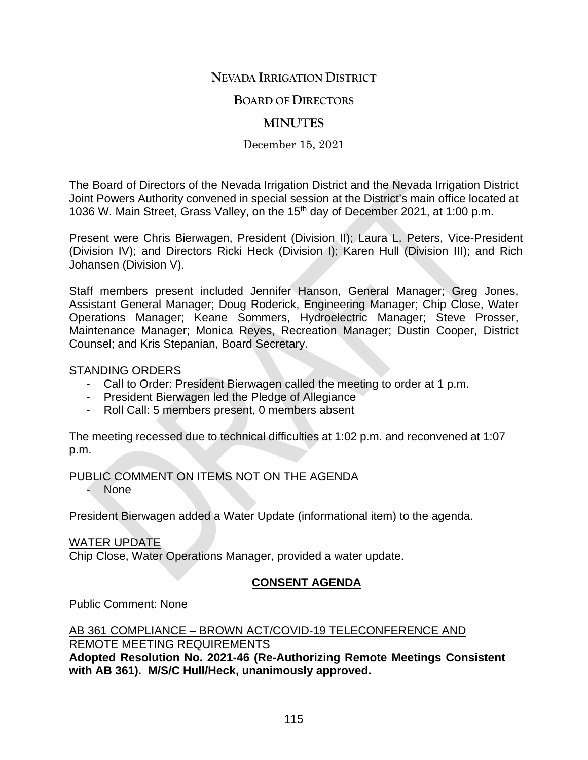# NEVADA IRRIGATION DISTRICT

## BOARD OF DIRECTORS

## MINUTES

December 15, 2021

The Board of Directors of the Nevada Irrigation District and the Nevada Irrigation District Joint Powers Authority convened in special session at the District's main office located at 1036 W. Main Street, Grass Valley, on the 15th day of December 2021, at 1:00 p.m.

Present were Chris Bierwagen, President (Division II); Laura L. Peters, Vice-President (Division IV); and Directors Ricki Heck (Division I); Karen Hull (Division III); and Rich Johansen (Division V).

Staff members present included Jennifer Hanson, General Manager; Greg Jones, Assistant General Manager; Doug Roderick, Engineering Manager; Chip Close, Water Operations Manager; Keane Sommers, Hydroelectric Manager; Steve Prosser, Maintenance Manager; Monica Reyes, Recreation Manager; Dustin Cooper, District Counsel; and Kris Stepanian, Board Secretary.

STANDING ORDERS

- Call to Order: President Bierwagen called the meeting to order at 1 p.m.
- President Bierwagen led the Pledge of Allegiance
- Roll Call: 5 members present, 0 members absent

The meeting recessed due to technical difficulties at 1:02 p.m. and reconvened at 1:07 p.m.

PUBLIC COMMENT ON ITEMS NOT ON THE AGENDA

- None

President Bierwagen added a Water Update (informational item) to the agenda.

WATER UPDATE

Chip Close, Water Operations Manager, provided a water update.

**CONSENT AGENDA**

Public Comment: None

AB 361 COMPLIANCE – BROWN ACT/COVID-19 TELECONFERENCE AND REMOTE MEETING REQUIREMENTS

**Adopted Resolution No. 2021-46 (Re-Authorizing Remote Meetings Consistent with AB 361). M/S/C Hull/Heck, unanimously approved.**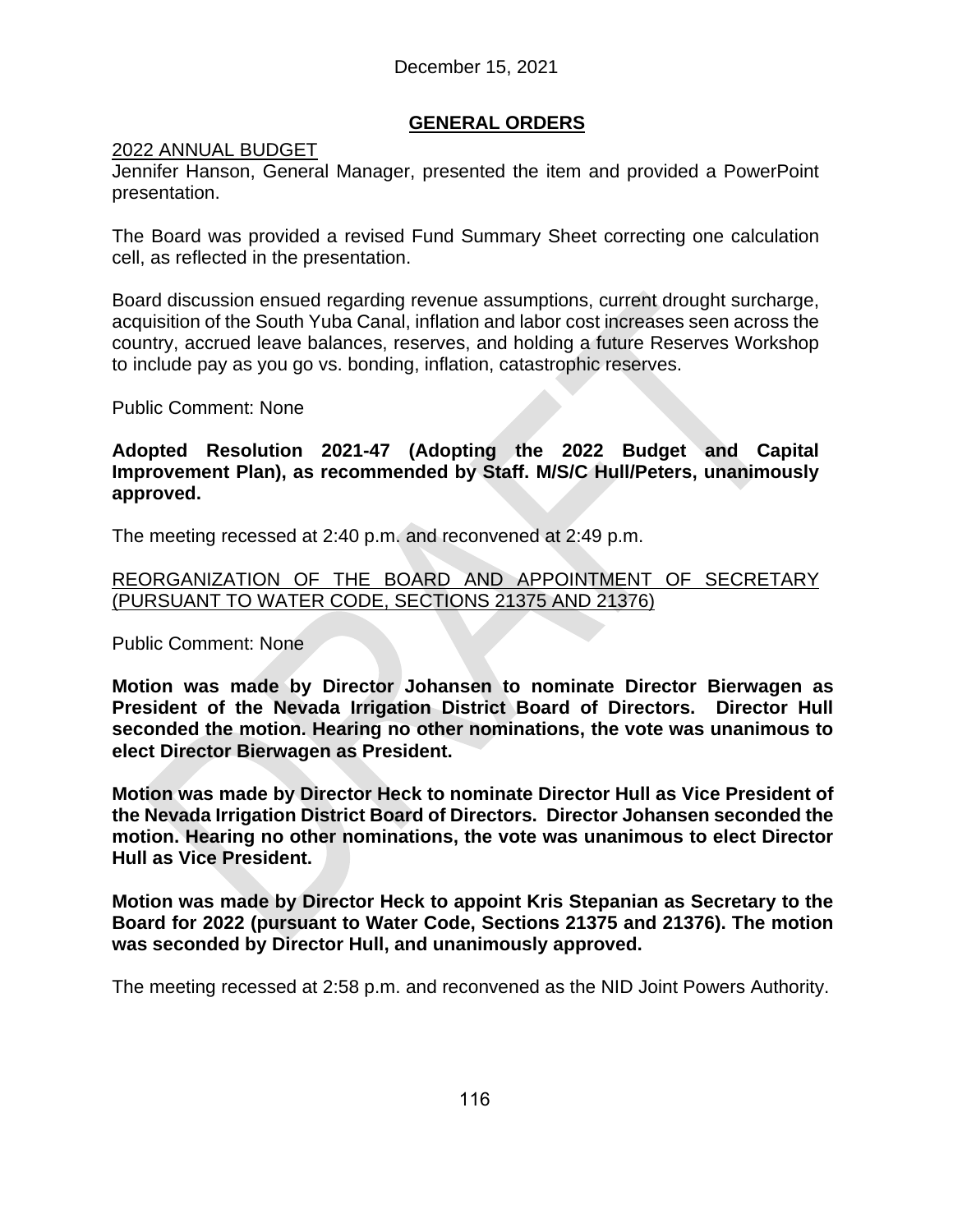December 15, 2021

## GENERAL ORDERS

2022 ANNUAL BUDGET

Jennifer Hanson, General Manager, presented the item and provided a PowerPoint presentation.

The Board was provided a revised Fund Summary Sheet correcting one calculation cell, as reflected in the presentation.

Board discussion ensued regarding revenue assumptions, current drought surcharge, acquisition of the South Yuba Canal, inflation and labor cost increases seen across the country, accrued leave balances, reserves, and holding a future Reserves Workshop to include pay as you go vs. bonding, inflation, catastrophic reserves.

Public Comment: None

**Adopted Resolution 2021-47 (Adopting the 2022 Budget and Capital Improvement Plan), as recommended by Staff. M/S/C Hull/Peters, unanimously approved.**

The meeting recessed at 2:40 p.m. and reconvened at 2:49 p.m.

REORGANIZATION OF THE BOARD AND APPOINTMENT OF SECRETARY (PURSUANT TO WATER CODE, SECTIONS 21375 AND 21376)

Public Comment: None

**Motion was made by Director Johansen to nominate Director Bierwagen as President of the Nevada Irrigation District Board of Directors. Director Hull seconded the motion. Hearing no other nominations, the vote was unanimous to elect Director Bierwagen as President.**

**Motion was made by Director Heck to nominate Director Hull as Vice President of the Nevada Irrigation District Board of Directors. Director Johansen seconded the motion. Hearing no other nominations, the vote was unanimous to elect Director Hull as Vice President.**

**Motion was made by Director Heck to appoint Kris Stepanian as Secretary to the Board for 2022 (pursuant to Water Code, Sections 21375 and 21376). The motion was seconded by Director Hull, and unanimously approved.**

The meeting recessed at 2:58 p.m. and reconvened as the NID Joint Powers Authority.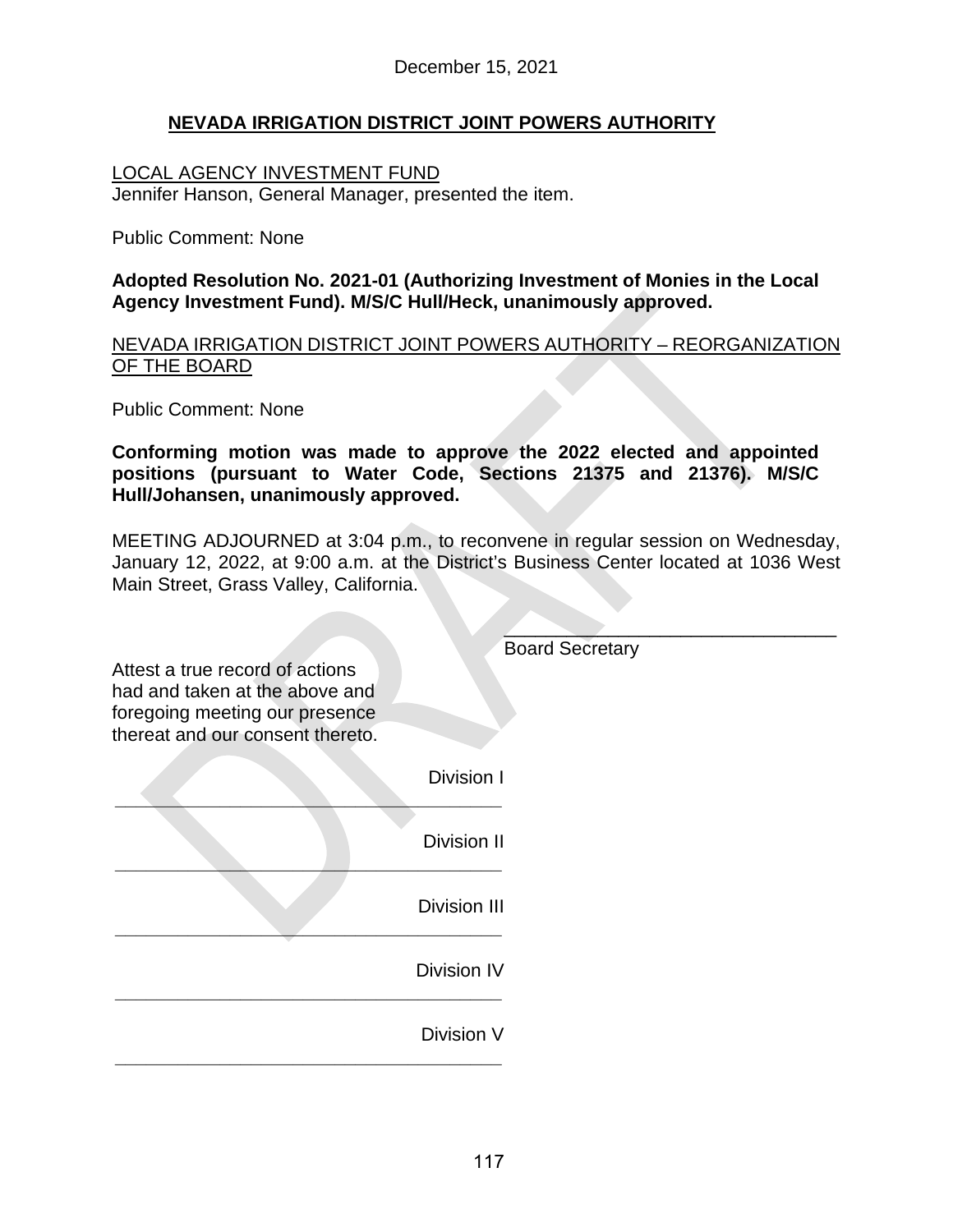December 15, 2021

## NEVADA IRRIGATION DISTRICT JOINT POWERS AUTHORITY

LOCAL AGENCY INVESTMENT FUND

Jennifer Hanson, General Manager, presented the item.

Public Comment: None

**Adopted Resolution No. 2021-01 (Authorizing Investment of Monies in the Local Agency Investment Fund). M/S/C Hull/Heck, unanimously approved.**

NEVADA IRRIGATION DISTRICT JOINT POWERS AUTHORITY – REORGANIZATION OF THE BOARD

Public Comment: None

**Conforming motion was made to approve the 2022 elected and appointed positions (pursuant to Water Code, Sections 21375 and 21376). M/S/C Hull/Johansen, unanimously approved.**

MEETING ADJOURNED at 3:04 p.m., to reconvene in regular session on Wednesday, January 12, 2022, at 9:00 a.m. at the District's Business Center located at 1036 West Main Street, Grass Valley, California.

\_\_\_\_\_\_\_\_\_\_\_\_\_\_\_\_\_\_\_\_\_\_\_\_\_\_\_\_\_\_\_\_

Board Secretary

Attest a true record of actions had and taken at the above and foregoing meeting our presence thereat and our consent thereto.

Division I

\_\_\_\_\_\_\_\_\_\_\_\_\_\_\_\_\_\_\_\_\_\_\_\_\_\_\_\_\_\_\_\_

Division II

\_\_\_\_\_\_\_\_\_\_\_\_\_\_\_\_\_\_\_\_\_\_\_\_\_\_\_\_\_\_\_\_

Division III

\_\_\_\_\_\_\_\_\_\_\_\_\_\_\_\_\_\_\_\_\_\_\_\_\_\_\_\_\_\_\_\_

Division IV

\_\_\_\_\_\_\_\_\_\_\_\_\_\_\_\_\_\_\_\_\_\_\_\_\_\_\_\_\_\_\_\_

Division V

\_\_\_\_\_\_\_\_\_\_\_\_\_\_\_\_\_\_\_\_\_\_\_\_\_\_\_\_\_\_\_\_